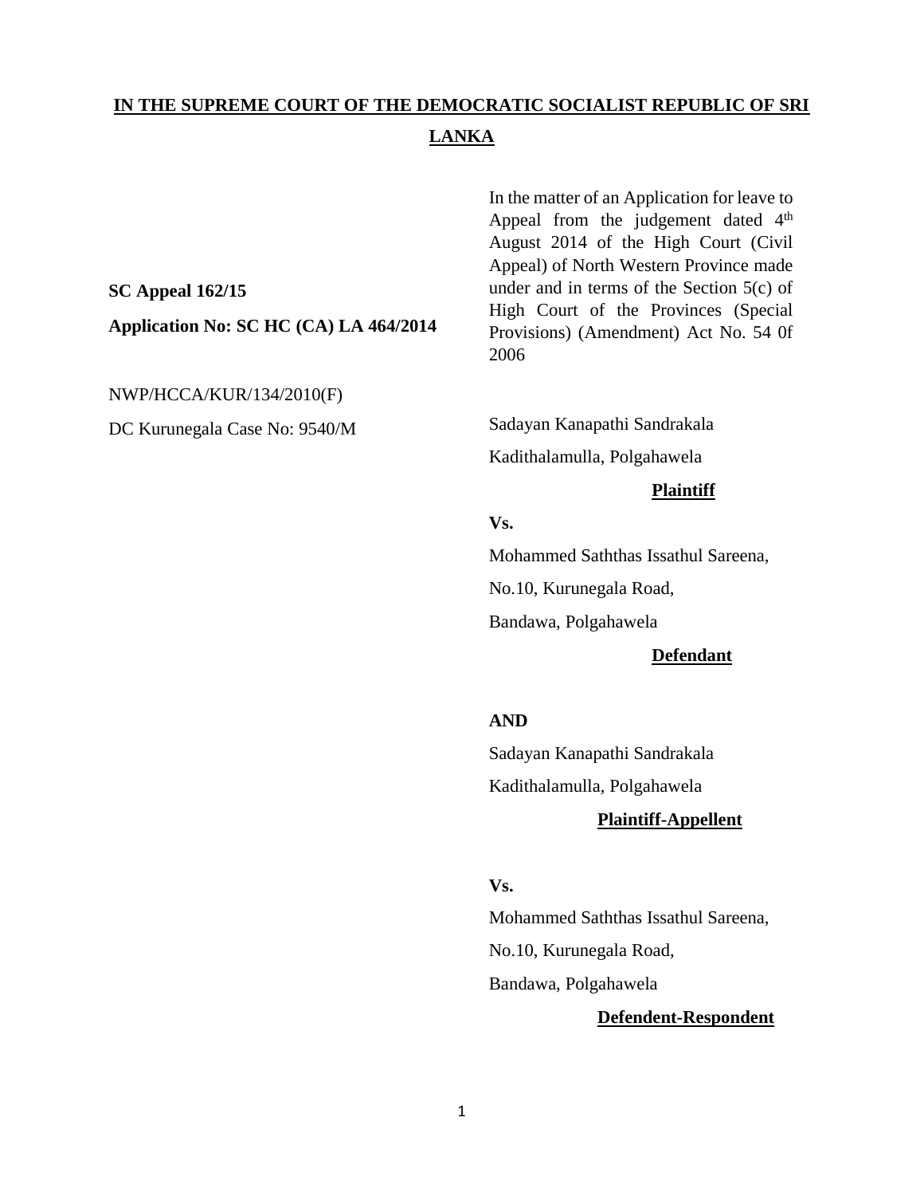**<u>IN THE SUPREME COURT OF THE DEMOCRATIC SOCIALIST REPUBLIC OF SRI LANKA</u>**

In the matter of an Application for leave to Appeal from the judgement dated 4th August 2014 of the High Court (Civil Appeal) of North Western Province made under and in terms of the Section 5(c) of High Court of the Provinces (Special Provisions) (Amendment) Act No. 54 0f 2006

**SC Appeal 162/15**

**Application No: SC HC (CA) LA 464/2014**

NWP/HCCA/KUR/134/2010(F)

DC Kurunegala Case No: 9540/M

Sadayan Kanapathi Sandrakala

Kadithalamulla, Polgahawela

**<u>Plaintiff</u>**

**Vs.**

Mohammed Saththas Issathul Sareena,

No.10, Kurunegala Road,

Bandawa, Polgahawela

**<u>Defendant</u>**

**AND**

Sadayan Kanapathi Sandrakala

Kadithalamulla, Polgahawela

**<u>Plaintiff-Appellent</u>**

**Vs.**

Mohammed Saththas Issathul Sareena,

No.10, Kurunegala Road,

Bandawa, Polgahawela

**<u>Defendent-Respondent</u>**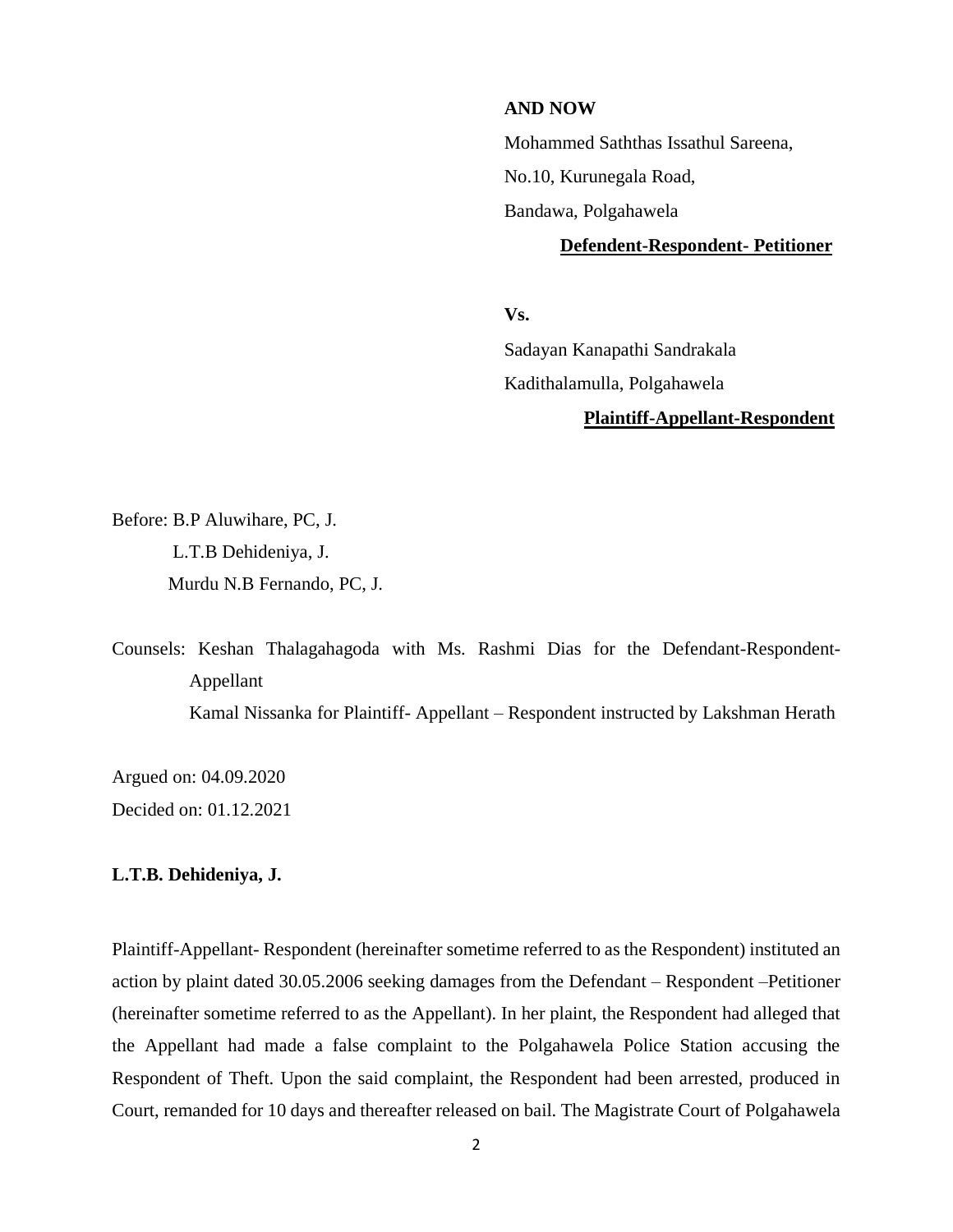**AND NOW**

Mohammed Saththas Issathul Sareena,

No.10, Kurunegala Road,

Bandawa, Polgahawela

**Defendent-Respondent- Petitioner**

**Vs.**

Sadayan Kanapathi Sandrakala

Kadithalamulla, Polgahawela

**Plaintiff-Appellant-Respondent**

Before: B.P Aluwihare, PC, J.

L.T.B Dehideniya, J.

Murdu N.B Fernando, PC, J.

Counsels: Keshan Thalagahagoda with Ms. Rashmi Dias for the Defendant-Respondent-Appellant

Kamal Nissanka for Plaintiff- Appellant – Respondent instructed by Lakshman Herath

Argued on: 04.09.2020

Decided on: 01.12.2021

**L.T.B. Dehideniya, J.**

Plaintiff-Appellant- Respondent (hereinafter sometime referred to as the Respondent) instituted an action by plaint dated 30.05.2006 seeking damages from the Defendant – Respondent –Petitioner (hereinafter sometime referred to as the Appellant). In her plaint, the Respondent had alleged that the Appellant had made a false complaint to the Polgahawela Police Station accusing the Respondent of Theft. Upon the said complaint, the Respondent had been arrested, produced in Court, remanded for 10 days and thereafter released on bail. The Magistrate Court of Polgahawela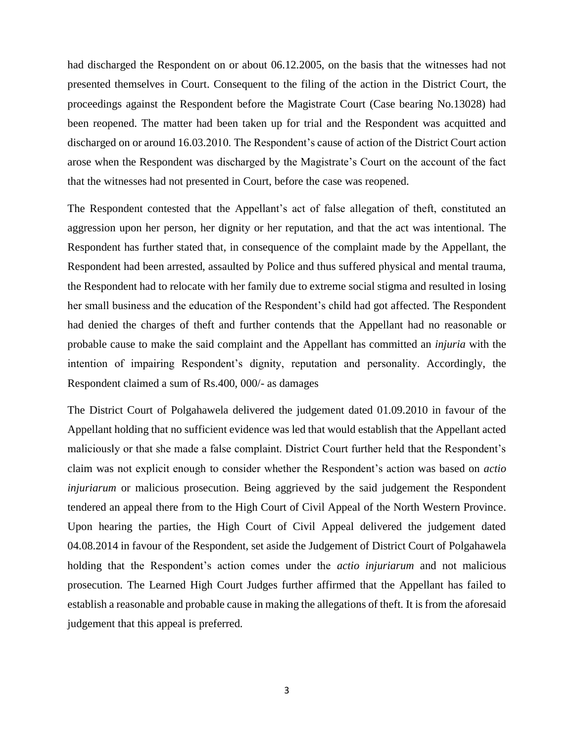had discharged the Respondent on or about 06.12.2005, on the basis that the witnesses had not presented themselves in Court. Consequent to the filing of the action in the District Court, the proceedings against the Respondent before the Magistrate Court (Case bearing No.13028) had been reopened. The matter had been taken up for trial and the Respondent was acquitted and discharged on or around 16.03.2010. The Respondent's cause of action of the District Court action arose when the Respondent was discharged by the Magistrate's Court on the account of the fact that the witnesses had not presented in Court, before the case was reopened.

The Respondent contested that the Appellant's act of false allegation of theft, constituted an aggression upon her person, her dignity or her reputation, and that the act was intentional. The Respondent has further stated that, in consequence of the complaint made by the Appellant, the Respondent had been arrested, assaulted by Police and thus suffered physical and mental trauma, the Respondent had to relocate with her family due to extreme social stigma and resulted in losing her small business and the education of the Respondent's child had got affected. The Respondent had denied the charges of theft and further contends that the Appellant had no reasonable or probable cause to make the said complaint and the Appellant has committed an *injuria* with the intention of impairing Respondent's dignity, reputation and personality. Accordingly, the Respondent claimed a sum of Rs.400, 000/- as damages

The District Court of Polgahawela delivered the judgement dated 01.09.2010 in favour of the Appellant holding that no sufficient evidence was led that would establish that the Appellant acted maliciously or that she made a false complaint. District Court further held that the Respondent's claim was not explicit enough to consider whether the Respondent's action was based on *actio injuriarum* or malicious prosecution. Being aggrieved by the said judgement the Respondent tendered an appeal there from to the High Court of Civil Appeal of the North Western Province. Upon hearing the parties, the High Court of Civil Appeal delivered the judgement dated 04.08.2014 in favour of the Respondent, set aside the Judgement of District Court of Polgahawela holding that the Respondent's action comes under the *actio injuriarum* and not malicious prosecution. The Learned High Court Judges further affirmed that the Appellant has failed to establish a reasonable and probable cause in making the allegations of theft. It is from the aforesaid judgement that this appeal is preferred.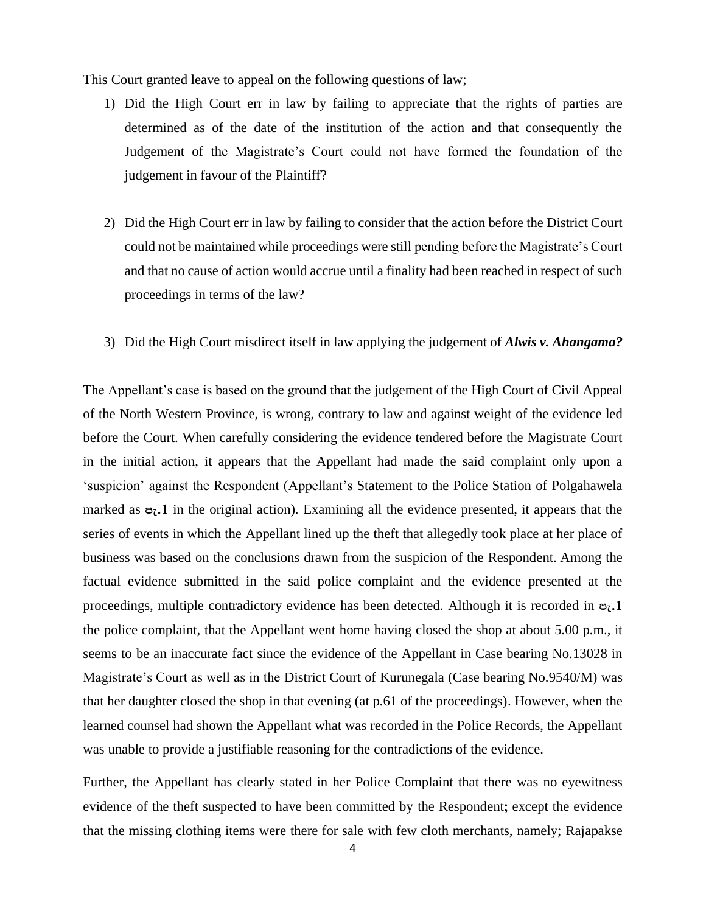This Court granted leave to appeal on the following questions of law;

1) Did the High Court err in law by failing to appreciate that the rights of parties are determined as of the date of the institution of the action and that consequently the Judgement of the Magistrate's Court could not have formed the foundation of the judgement in favour of the Plaintiff?

2) Did the High Court err in law by failing to consider that the action before the District Court could not be maintained while proceedings were still pending before the Magistrate's Court and that no cause of action would accrue until a finality had been reached in respect of such proceedings in terms of the law?

3) Did the High Court misdirect itself in law applying the judgement of ***Alwis v. Ahangama?***

The Appellant's case is based on the ground that the judgement of the High Court of Civil Appeal of the North Western Province, is wrong, contrary to law and against weight of the evidence led before the Court. When carefully considering the evidence tendered before the Magistrate Court in the initial action, it appears that the Appellant had made the said complaint only upon a 'suspicion' against the Respondent (Appellant's Statement to the Police Station of Polgahawela marked as **වි.1** in the original action). Examining all the evidence presented, it appears that the series of events in which the Appellant lined up the theft that allegedly took place at her place of business was based on the conclusions drawn from the suspicion of the Respondent. Among the factual evidence submitted in the said police complaint and the evidence presented at the proceedings, multiple contradictory evidence has been detected. Although it is recorded in **වි.1** the police complaint, that the Appellant went home having closed the shop at about 5.00 p.m., it seems to be an inaccurate fact since the evidence of the Appellant in Case bearing No.13028 in Magistrate's Court as well as in the District Court of Kurunegala (Case bearing No.9540/M) was that her daughter closed the shop in that evening (at p.61 of the proceedings). However, when the learned counsel had shown the Appellant what was recorded in the Police Records, the Appellant was unable to provide a justifiable reasoning for the contradictions of the evidence.

Further, the Appellant has clearly stated in her Police Complaint that there was no eyewitness evidence of the theft suspected to have been committed by the Respondent**;** except the evidence that the missing clothing items were there for sale with few cloth merchants, namely; Rajapakse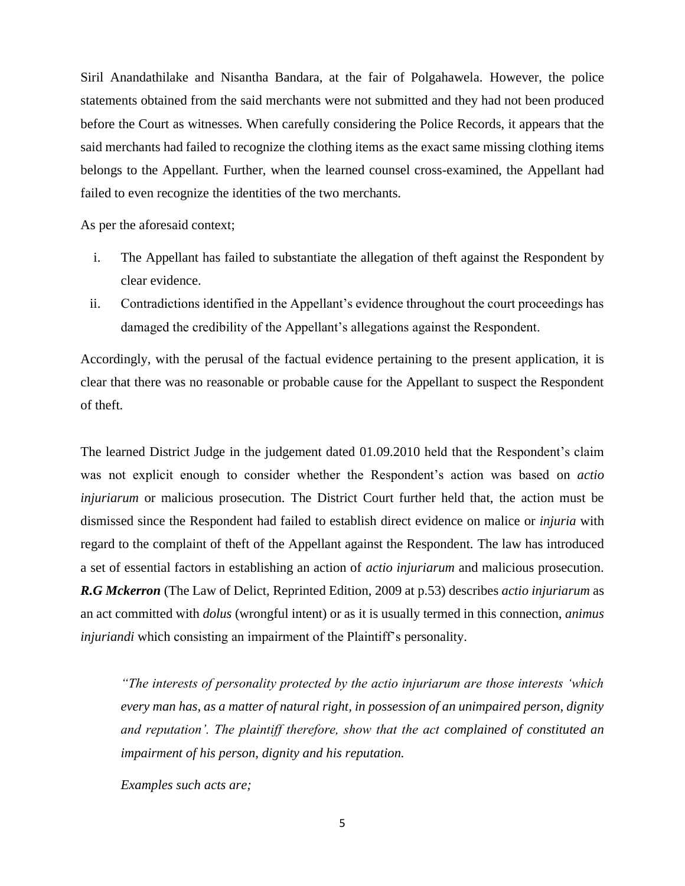Siril Anandathilake and Nisantha Bandara, at the fair of Polgahawela. However, the police statements obtained from the said merchants were not submitted and they had not been produced before the Court as witnesses. When carefully considering the Police Records, it appears that the said merchants had failed to recognize the clothing items as the exact same missing clothing items belongs to the Appellant. Further, when the learned counsel cross-examined, the Appellant had failed to even recognize the identities of the two merchants.

As per the aforesaid context;

i. The Appellant has failed to substantiate the allegation of theft against the Respondent by clear evidence.
ii. Contradictions identified in the Appellant's evidence throughout the court proceedings has damaged the credibility of the Appellant's allegations against the Respondent.

Accordingly, with the perusal of the factual evidence pertaining to the present application, it is clear that there was no reasonable or probable cause for the Appellant to suspect the Respondent of theft.

The learned District Judge in the judgement dated 01.09.2010 held that the Respondent's claim was not explicit enough to consider whether the Respondent's action was based on *actio injuriarum* or malicious prosecution. The District Court further held that, the action must be dismissed since the Respondent had failed to establish direct evidence on malice or *injuria* with regard to the complaint of theft of the Appellant against the Respondent. The law has introduced a set of essential factors in establishing an action of *actio injuriarum* and malicious prosecution. ***R.G Mckerron*** (The Law of Delict, Reprinted Edition, 2009 at p.53) describes *actio injuriarum* as an act committed with *dolus* (wrongful intent) or as it is usually termed in this connection, *animus injuriandi* which consisting an impairment of the Plaintiff's personality.

> *"The interests of personality protected by the actio injuriarum are those interests 'which every man has, as a matter of natural right, in possession of an unimpaired person, dignity and reputation'. The plaintiff therefore, show that the act complained of constituted an impairment of his person, dignity and his reputation.*
>
> *Examples such acts are;*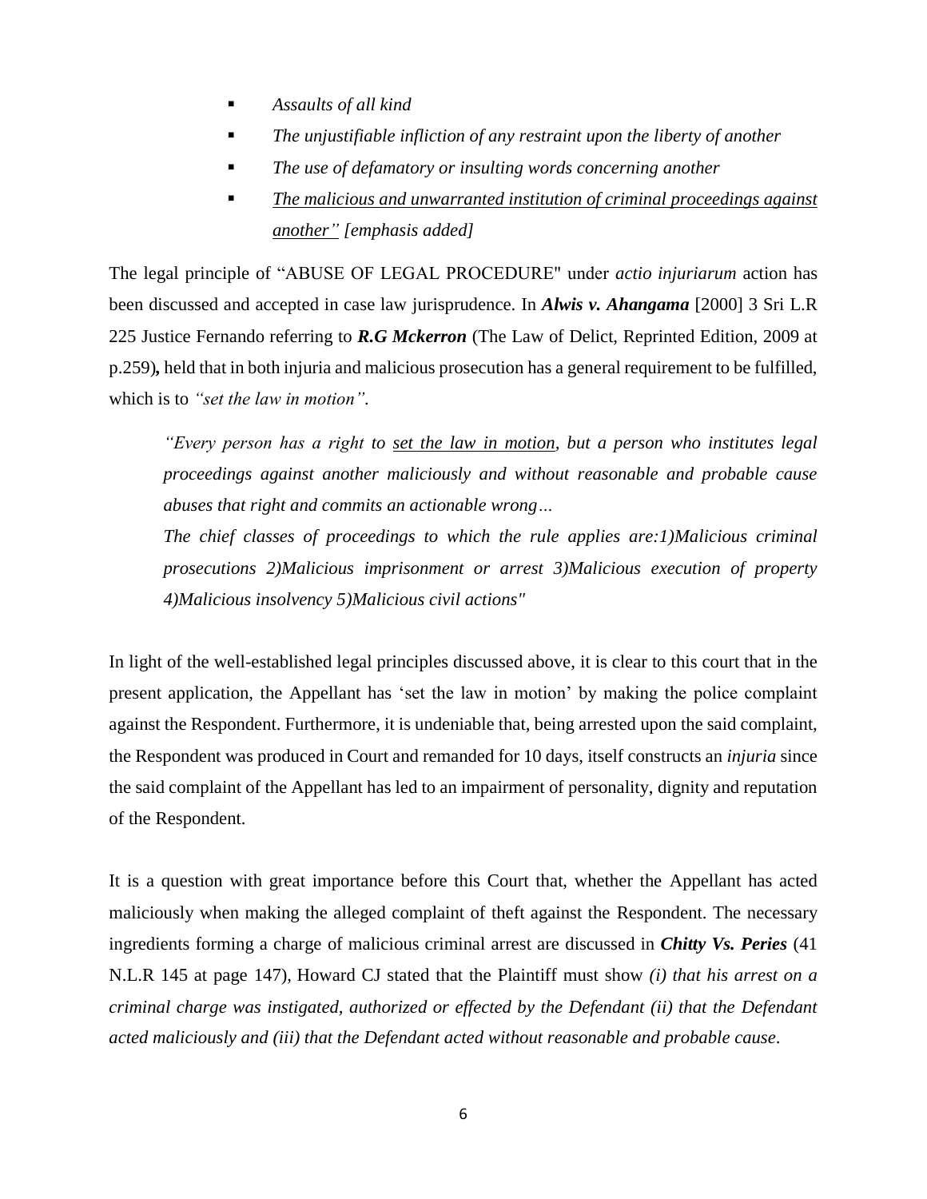- *Assaults of all kind*
- *The unjustifiable infliction of any restraint upon the liberty of another*
- *The use of defamatory or insulting words concerning another*
- *<u>The malicious and unwarranted institution of criminal proceedings against another"</u> [emphasis added]*

The legal principle of "ABUSE OF LEGAL PROCEDURE" under *actio injuriarum* action has been discussed and accepted in case law jurisprudence. In ***Alwis v. Ahangama*** [2000] 3 Sri L.R 225 Justice Fernando referring to ***R.G Mckerron*** (The Law of Delict, Reprinted Edition, 2009 at p.259)**,** held that in both injuria and malicious prosecution has a general requirement to be fulfilled, which is to *"set the law in motion"*.

> *"Every person has a right to <u>set the law in motion</u>, but a person who institutes legal proceedings against another maliciously and without reasonable and probable cause abuses that right and commits an actionable wrong…*
>
> *The chief classes of proceedings to which the rule applies are:1)Malicious criminal prosecutions 2)Malicious imprisonment or arrest 3)Malicious execution of property 4)Malicious insolvency 5)Malicious civil actions"*

In light of the well-established legal principles discussed above, it is clear to this court that in the present application, the Appellant has 'set the law in motion' by making the police complaint against the Respondent. Furthermore, it is undeniable that, being arrested upon the said complaint, the Respondent was produced in Court and remanded for 10 days, itself constructs an *injuria* since the said complaint of the Appellant has led to an impairment of personality, dignity and reputation of the Respondent.

It is a question with great importance before this Court that, whether the Appellant has acted maliciously when making the alleged complaint of theft against the Respondent. The necessary ingredients forming a charge of malicious criminal arrest are discussed in ***Chitty Vs. Peries*** (41 N.L.R 145 at page 147), Howard CJ stated that the Plaintiff must show *(i) that his arrest on a criminal charge was instigated, authorized or effected by the Defendant (ii) that the Defendant acted maliciously and (iii) that the Defendant acted without reasonable and probable cause*.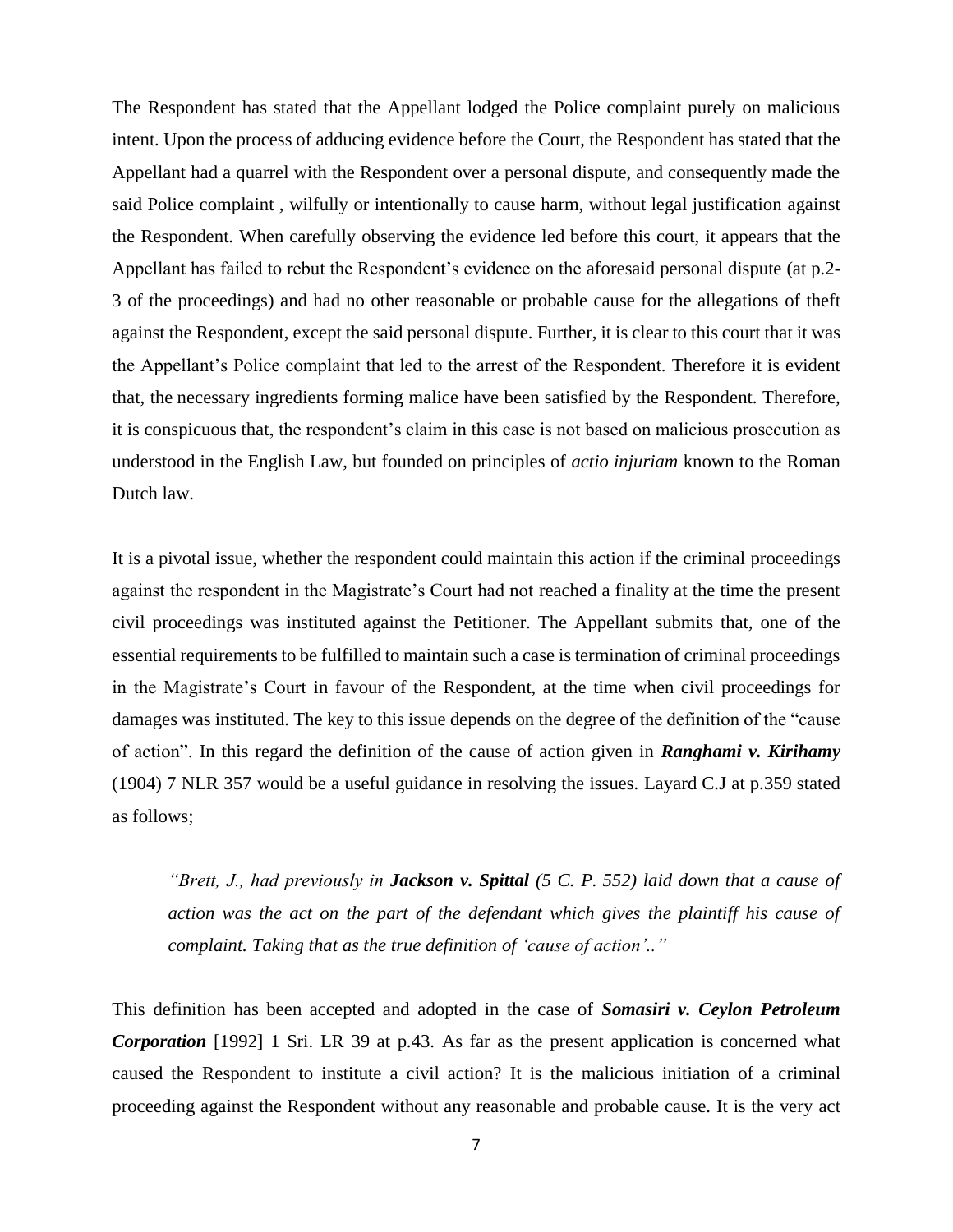The Respondent has stated that the Appellant lodged the Police complaint purely on malicious intent. Upon the process of adducing evidence before the Court, the Respondent has stated that the Appellant had a quarrel with the Respondent over a personal dispute, and consequently made the said Police complaint , wilfully or intentionally to cause harm, without legal justification against the Respondent. When carefully observing the evidence led before this court, it appears that the Appellant has failed to rebut the Respondent's evidence on the aforesaid personal dispute (at p.2-3 of the proceedings) and had no other reasonable or probable cause for the allegations of theft against the Respondent, except the said personal dispute. Further, it is clear to this court that it was the Appellant's Police complaint that led to the arrest of the Respondent. Therefore it is evident that, the necessary ingredients forming malice have been satisfied by the Respondent. Therefore, it is conspicuous that, the respondent's claim in this case is not based on malicious prosecution as understood in the English Law, but founded on principles of *actio injuriam* known to the Roman Dutch law.

It is a pivotal issue, whether the respondent could maintain this action if the criminal proceedings against the respondent in the Magistrate's Court had not reached a finality at the time the present civil proceedings was instituted against the Petitioner. The Appellant submits that, one of the essential requirements to be fulfilled to maintain such a case is termination of criminal proceedings in the Magistrate's Court in favour of the Respondent, at the time when civil proceedings for damages was instituted. The key to this issue depends on the degree of the definition of the "cause of action". In this regard the definition of the cause of action given in ***Ranghami v. Kirihamy*** (1904) 7 NLR 357 would be a useful guidance in resolving the issues. Layard C.J at p.359 stated as follows;

> *"Brett, J., had previously in **Jackson v. Spittal** (5 C. P. 552) laid down that a cause of action was the act on the part of the defendant which gives the plaintiff his cause of complaint. Taking that as the true definition of 'cause of action'.."*

This definition has been accepted and adopted in the case of ***Somasiri v. Ceylon Petroleum Corporation*** [1992] 1 Sri. LR 39 at p.43. As far as the present application is concerned what caused the Respondent to institute a civil action? It is the malicious initiation of a criminal proceeding against the Respondent without any reasonable and probable cause. It is the very act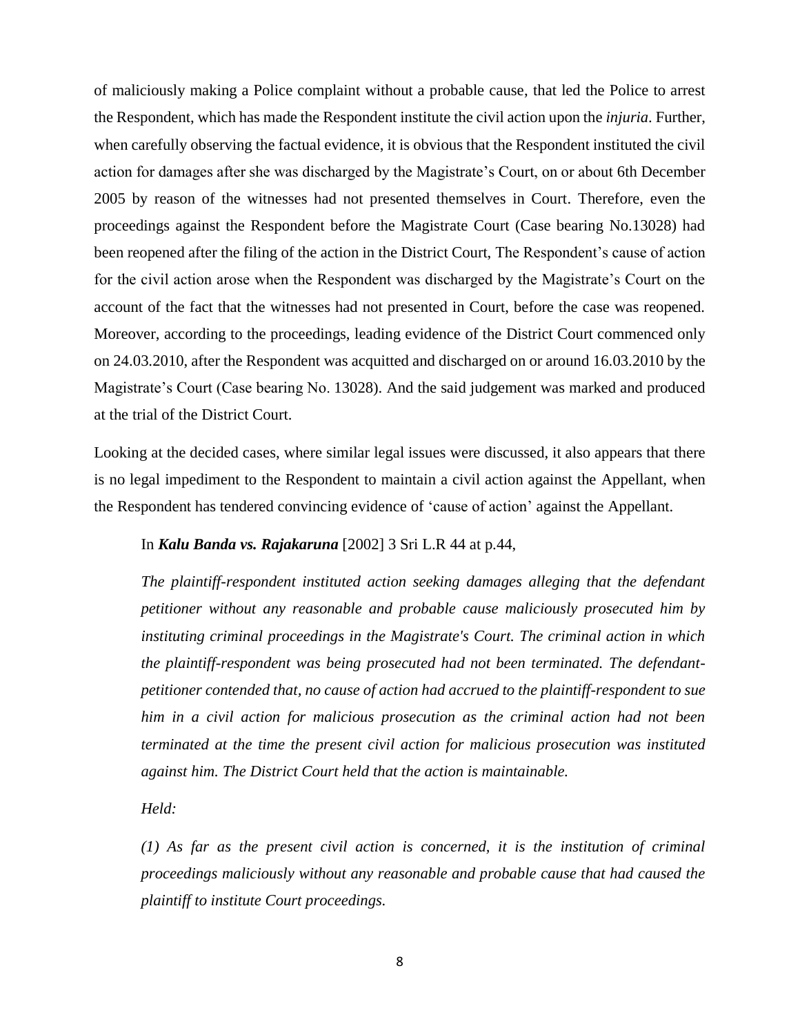of maliciously making a Police complaint without a probable cause, that led the Police to arrest the Respondent, which has made the Respondent institute the civil action upon the *injuria*. Further, when carefully observing the factual evidence, it is obvious that the Respondent instituted the civil action for damages after she was discharged by the Magistrate's Court, on or about 6th December 2005 by reason of the witnesses had not presented themselves in Court. Therefore, even the proceedings against the Respondent before the Magistrate Court (Case bearing No.13028) had been reopened after the filing of the action in the District Court, The Respondent's cause of action for the civil action arose when the Respondent was discharged by the Magistrate's Court on the account of the fact that the witnesses had not presented in Court, before the case was reopened. Moreover, according to the proceedings, leading evidence of the District Court commenced only on 24.03.2010, after the Respondent was acquitted and discharged on or around 16.03.2010 by the Magistrate's Court (Case bearing No. 13028). And the said judgement was marked and produced at the trial of the District Court.

Looking at the decided cases, where similar legal issues were discussed, it also appears that there is no legal impediment to the Respondent to maintain a civil action against the Appellant, when the Respondent has tendered convincing evidence of 'cause of action' against the Appellant.

> In ***Kalu Banda vs. Rajakaruna*** [2002] 3 Sri L.R 44 at p.44,
>
> *The plaintiff-respondent instituted action seeking damages alleging that the defendant petitioner without any reasonable and probable cause maliciously prosecuted him by instituting criminal proceedings in the Magistrate's Court. The criminal action in which the plaintiff-respondent was being prosecuted had not been terminated. The defendant-petitioner contended that, no cause of action had accrued to the plaintiff-respondent to sue him in a civil action for malicious prosecution as the criminal action had not been terminated at the time the present civil action for malicious prosecution was instituted against him. The District Court held that the action is maintainable.*
>
> *Held:*
>
> *(1) As far as the present civil action is concerned, it is the institution of criminal proceedings maliciously without any reasonable and probable cause that had caused the plaintiff to institute Court proceedings.*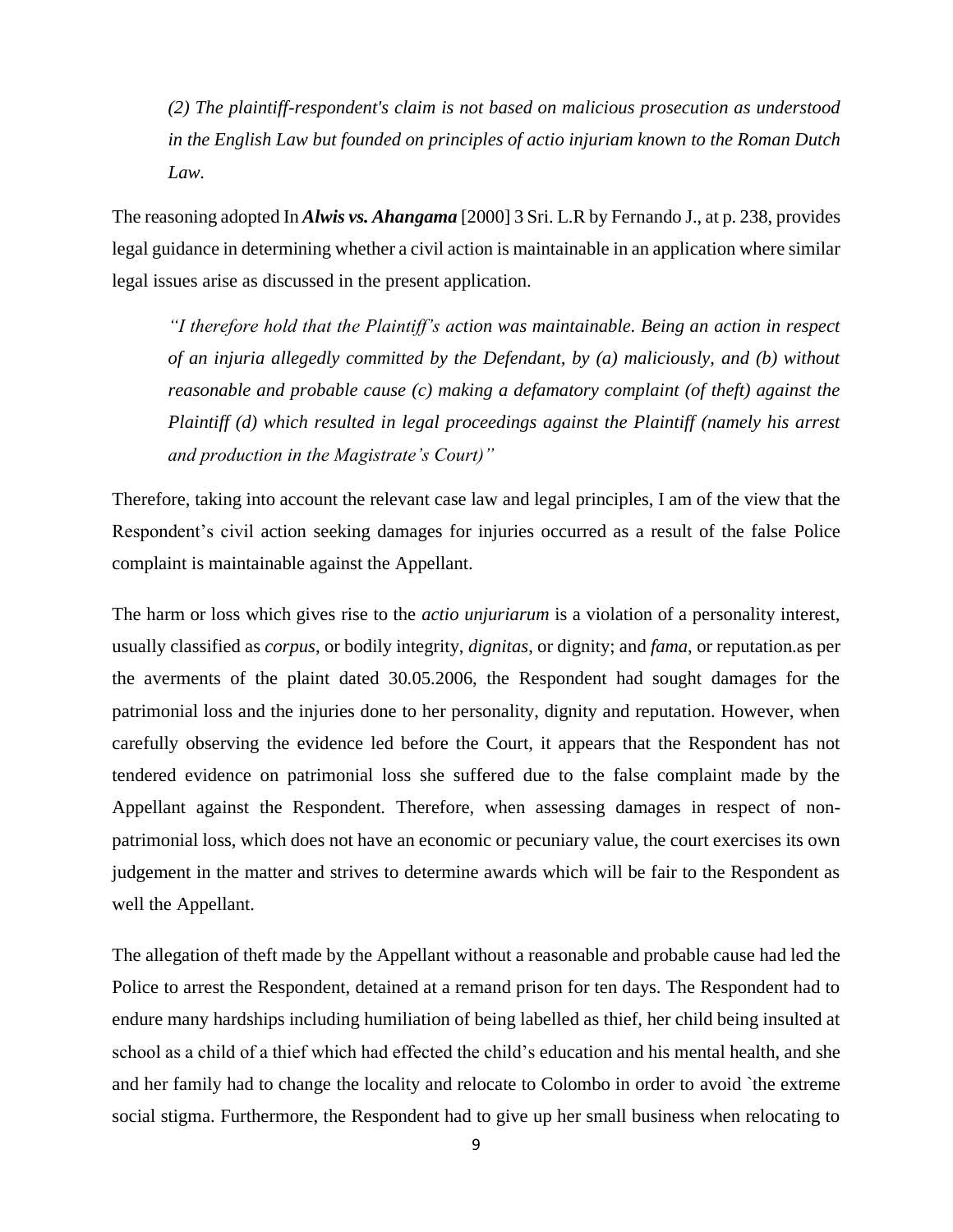*(2) The plaintiff-respondent's claim is not based on malicious prosecution as understood in the English Law but founded on principles of actio injuriam known to the Roman Dutch Law.*

The reasoning adopted In ***Alwis vs. Ahangama*** [2000] 3 Sri. L.R by Fernando J., at p. 238, provides legal guidance in determining whether a civil action is maintainable in an application where similar legal issues arise as discussed in the present application.

*"I therefore hold that the Plaintiff's action was maintainable. Being an action in respect of an injuria allegedly committed by the Defendant, by (a) maliciously, and (b) without reasonable and probable cause (c) making a defamatory complaint (of theft) against the Plaintiff (d) which resulted in legal proceedings against the Plaintiff (namely his arrest and production in the Magistrate's Court)"*

Therefore, taking into account the relevant case law and legal principles, I am of the view that the Respondent's civil action seeking damages for injuries occurred as a result of the false Police complaint is maintainable against the Appellant.

The harm or loss which gives rise to the *actio unjuriarum* is a violation of a personality interest, usually classified as *corpus*, or bodily integrity, *dignitas*, or dignity; and *fama*, or reputation.as per the averments of the plaint dated 30.05.2006, the Respondent had sought damages for the patrimonial loss and the injuries done to her personality, dignity and reputation. However, when carefully observing the evidence led before the Court, it appears that the Respondent has not tendered evidence on patrimonial loss she suffered due to the false complaint made by the Appellant against the Respondent. Therefore, when assessing damages in respect of non-patrimonial loss, which does not have an economic or pecuniary value, the court exercises its own judgement in the matter and strives to determine awards which will be fair to the Respondent as well the Appellant.

The allegation of theft made by the Appellant without a reasonable and probable cause had led the Police to arrest the Respondent, detained at a remand prison for ten days. The Respondent had to endure many hardships including humiliation of being labelled as thief, her child being insulted at school as a child of a thief which had effected the child's education and his mental health, and she and her family had to change the locality and relocate to Colombo in order to avoid `the extreme social stigma. Furthermore, the Respondent had to give up her small business when relocating to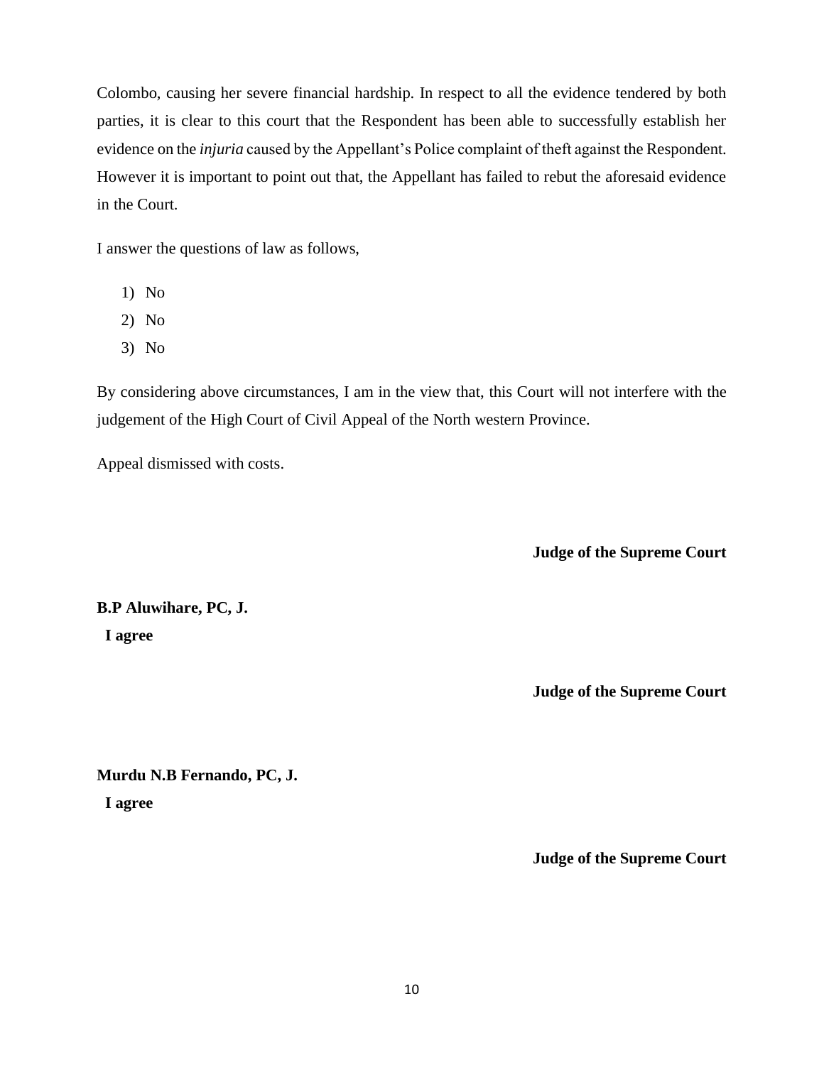Colombo, causing her severe financial hardship. In respect to all the evidence tendered by both parties, it is clear to this court that the Respondent has been able to successfully establish her evidence on the *injuria* caused by the Appellant's Police complaint of theft against the Respondent. However it is important to point out that, the Appellant has failed to rebut the aforesaid evidence in the Court.

I answer the questions of law as follows,

1) No
2) No
3) No

By considering above circumstances, I am in the view that, this Court will not interfere with the judgement of the High Court of Civil Appeal of the North western Province.

Appeal dismissed with costs.

**Judge of the Supreme Court**

**B.P Aluwihare, PC, J.**

**I agree**

**Judge of the Supreme Court**

**Murdu N.B Fernando, PC, J.**

**I agree**

**Judge of the Supreme Court**